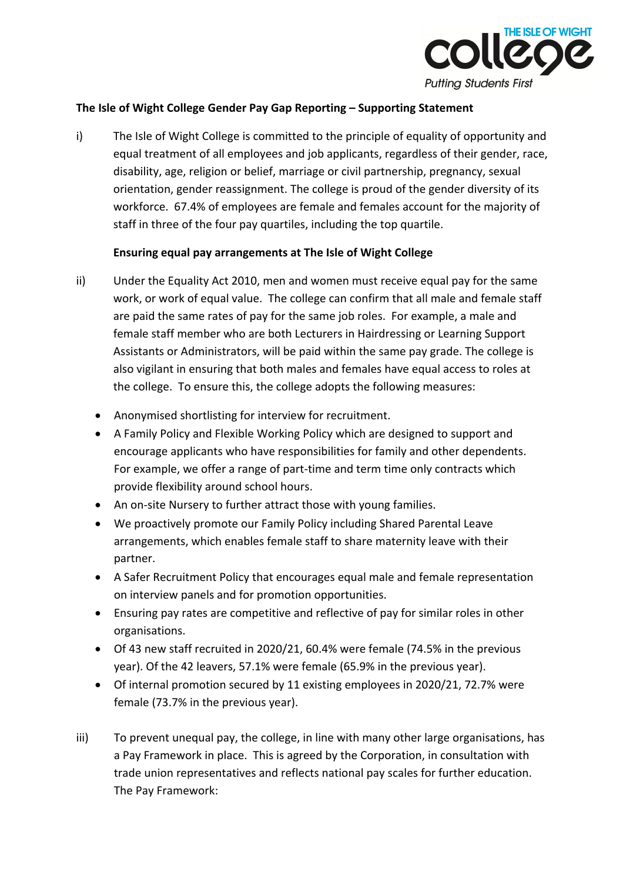**The Isle of Wight College Gender Pay Gap Reporting – Supporting Statement**

i) The Isle of Wight College is committed to the principle of equality of opportunity and equal treatment of all employees and job applicants, regardless of their gender, race, disability, age, religion or belief, marriage or civil partnership, pregnancy, sexual orientation, gender reassignment. The college is proud of the gender diversity of its workforce. 67.4% of employees are female and females account for the majority of staff in three of the four pay quartiles, including the top quartile.

**Ensuring equal pay arrangements at The Isle of Wight College**

ii) Under the Equality Act 2010, men and women must receive equal pay for the same work, or work of equal value. The college can confirm that all male and female staff are paid the same rates of pay for the same job roles. For example, a male and female staff member who are both Lecturers in Hairdressing or Learning Support Assistants or Administrators, will be paid within the same pay grade. The college is also vigilant in ensuring that both males and females have equal access to roles at the college. To ensure this, the college adopts the following measures:

- Anonymised shortlisting for interview for recruitment.
- A Family Policy and Flexible Working Policy which are designed to support and encourage applicants who have responsibilities for family and other dependents. For example, we offer a range of part-time and term time only contracts which provide flexibility around school hours.
- An on-site Nursery to further attract those with young families.
- We proactively promote our Family Policy including Shared Parental Leave arrangements, which enables female staff to share maternity leave with their partner.
- A Safer Recruitment Policy that encourages equal male and female representation on interview panels and for promotion opportunities.
- Ensuring pay rates are competitive and reflective of pay for similar roles in other organisations.
- Of 43 new staff recruited in 2020/21, 60.4% were female (74.5% in the previous year). Of the 42 leavers, 57.1% were female (65.9% in the previous year).
- Of internal promotion secured by 11 existing employees in 2020/21, 72.7% were female (73.7% in the previous year).

iii) To prevent unequal pay, the college, in line with many other large organisations, has a Pay Framework in place. This is agreed by the Corporation, in consultation with trade union representatives and reflects national pay scales for further education. The Pay Framework: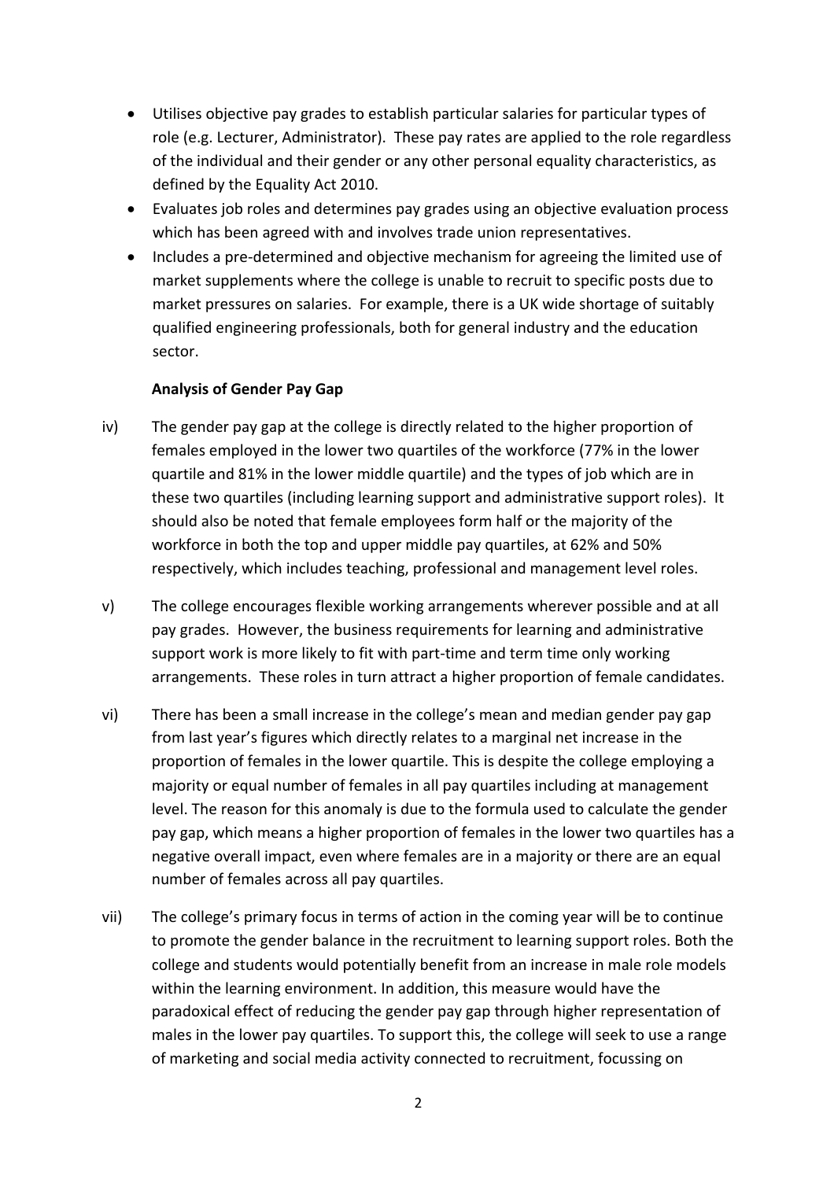- Utilises objective pay grades to establish particular salaries for particular types of role (e.g. Lecturer, Administrator). These pay rates are applied to the role regardless of the individual and their gender or any other personal equality characteristics, as defined by the Equality Act 2010.
- Evaluates job roles and determines pay grades using an objective evaluation process which has been agreed with and involves trade union representatives.
- Includes a pre-determined and objective mechanism for agreeing the limited use of market supplements where the college is unable to recruit to specific posts due to market pressures on salaries. For example, there is a UK wide shortage of suitably qualified engineering professionals, both for general industry and the education sector.

**Analysis of Gender Pay Gap**

iv) The gender pay gap at the college is directly related to the higher proportion of females employed in the lower two quartiles of the workforce (77% in the lower quartile and 81% in the lower middle quartile) and the types of job which are in these two quartiles (including learning support and administrative support roles). It should also be noted that female employees form half or the majority of the workforce in both the top and upper middle pay quartiles, at 62% and 50% respectively, which includes teaching, professional and management level roles.

v) The college encourages flexible working arrangements wherever possible and at all pay grades. However, the business requirements for learning and administrative support work is more likely to fit with part-time and term time only working arrangements. These roles in turn attract a higher proportion of female candidates.

vi) There has been a small increase in the college's mean and median gender pay gap from last year's figures which directly relates to a marginal net increase in the proportion of females in the lower quartile. This is despite the college employing a majority or equal number of females in all pay quartiles including at management level. The reason for this anomaly is due to the formula used to calculate the gender pay gap, which means a higher proportion of females in the lower two quartiles has a negative overall impact, even where females are in a majority or there are an equal number of females across all pay quartiles.

vii) The college's primary focus in terms of action in the coming year will be to continue to promote the gender balance in the recruitment to learning support roles. Both the college and students would potentially benefit from an increase in male role models within the learning environment. In addition, this measure would have the paradoxical effect of reducing the gender pay gap through higher representation of males in the lower pay quartiles. To support this, the college will seek to use a range of marketing and social media activity connected to recruitment, focussing on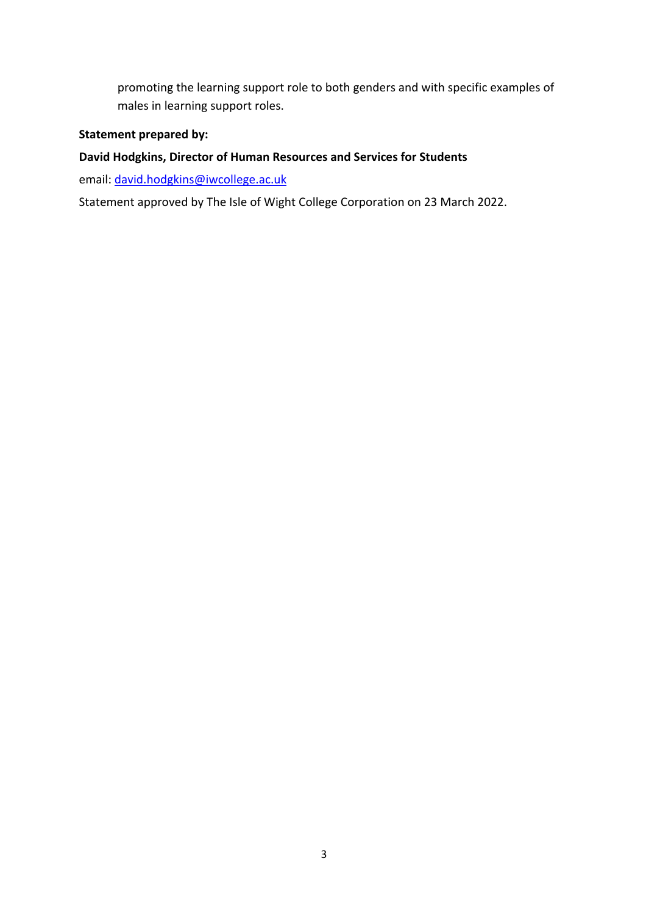promoting the learning support role to both genders and with specific examples of males in learning support roles.

**Statement prepared by:**

**David Hodgkins, Director of Human Resources and Services for Students**

email: david.hodgkins@iwcollege.ac.uk

Statement approved by The Isle of Wight College Corporation on 23 March 2022.